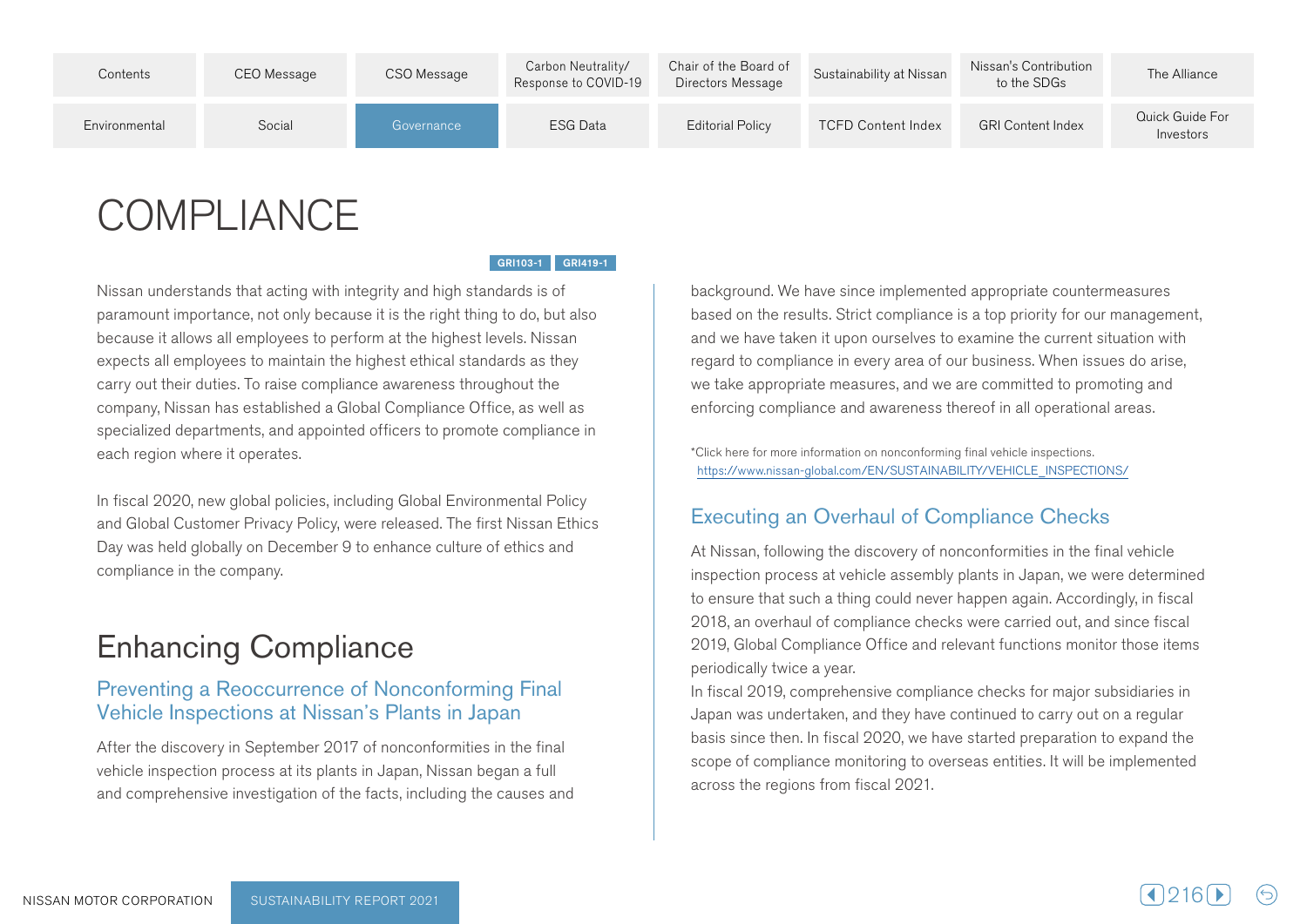# COMPLIANCE

GRI103-1 GRI419-1

Nissan understands that acting with integrity and high standards is of paramount importance, not only because it is the right thing to do, but also because it allows all employees to perform at the highest levels. Nissan expects all employees to maintain the highest ethical standards as they carry out their duties. To raise compliance awareness throughout the company, Nissan has established a Global Compliance Office, as well as specialized departments, and appointed officers to promote compliance in each region where it operates.

In fiscal 2020, new global policies, including Global Environmental Policy and Global Customer Privacy Policy, were released. The first Nissan Ethics Day was held globally on December 9 to enhance culture of ethics and compliance in the company.

## Enhancing Compliance

### Preventing a Reoccurrence of Nonconforming Final Vehicle Inspections at Nissan's Plants in Japan

After the discovery in September 2017 of nonconformities in the final vehicle inspection process at its plants in Japan, Nissan began a full and comprehensive investigation of the facts, including the causes and background. We have since implemented appropriate countermeasures based on the results. Strict compliance is a top priority for our management, and we have taken it upon ourselves to examine the current situation with regard to compliance in every area of our business. When issues do arise, we take appropriate measures, and we are committed to promoting and enforcing compliance and awareness thereof in all operational areas.

*Click here for more information on nonconforming final vehicle inspections.
https://www.nissan-global.com/EN/SUSTAINABILITY/VEHICLE_INSPECTIONS/

### Executing an Overhaul of Compliance Checks

At Nissan, following the discovery of nonconformities in the final vehicle inspection process at vehicle assembly plants in Japan, we were determined to ensure that such a thing could never happen again. Accordingly, in fiscal 2018, an overhaul of compliance checks were carried out, and since fiscal 2019, Global Compliance Office and relevant functions monitor those items periodically twice a year.

In fiscal 2019, comprehensive compliance checks for major subsidiaries in Japan was undertaken, and they have continued to carry out on a regular basis since then. In fiscal 2020, we have started preparation to expand the scope of compliance monitoring to overseas entities. It will be implemented across the regions from fiscal 2021.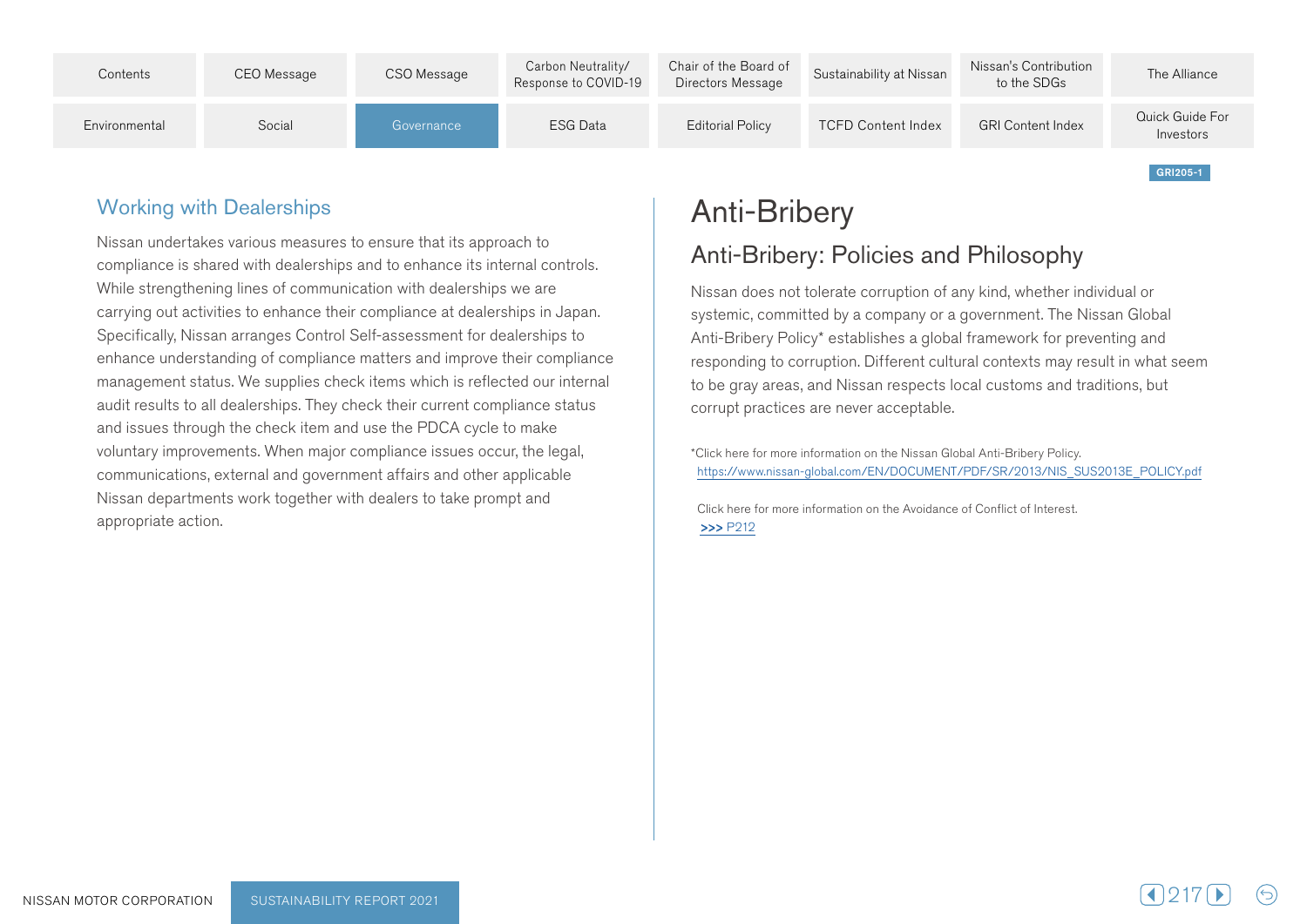GRI205-1

## Working with Dealerships

Nissan undertakes various measures to ensure that its approach to compliance is shared with dealerships and to enhance its internal controls. While strengthening lines of communication with dealerships we are carrying out activities to enhance their compliance at dealerships in Japan. Specifically, Nissan arranges Control Self-assessment for dealerships to enhance understanding of compliance matters and improve their compliance management status. We supplies check items which is reflected our internal audit results to all dealerships. They check their current compliance status and issues through the check item and use the PDCA cycle to make voluntary improvements. When major compliance issues occur, the legal, communications, external and government affairs and other applicable Nissan departments work together with dealers to take prompt and appropriate action.

# Anti-Bribery

## Anti-Bribery: Policies and Philosophy

Nissan does not tolerate corruption of any kind, whether individual or systemic, committed by a company or a government. The Nissan Global Anti-Bribery Policy* establishes a global framework for preventing and responding to corruption. Different cultural contexts may result in what seem to be gray areas, and Nissan respects local customs and traditions, but corrupt practices are never acceptable.

*Click here for more information on the Nissan Global Anti-Bribery Policy.
https://www.nissan-global.com/EN/DOCUMENT/PDF/SR/2013/NIS_SUS2013E_POLICY.pdf

Click here for more information on the Avoidance of Conflict of Interest.
>>> P212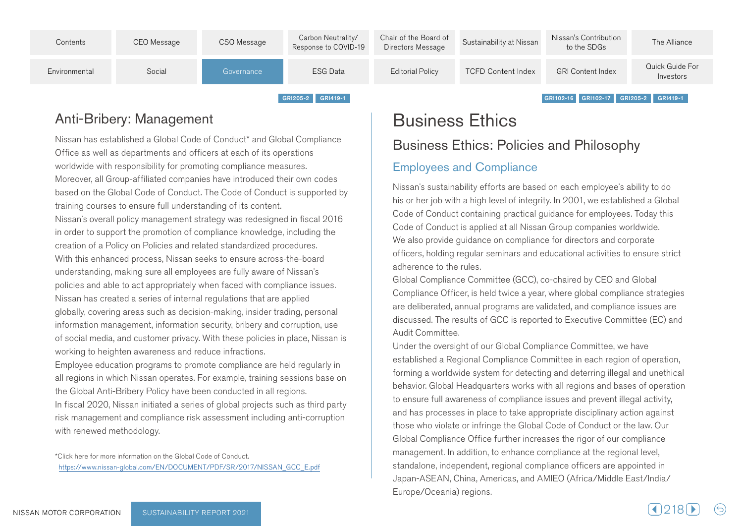GRI205-2 GRI419-1

## Anti-Bribery: Management

Nissan has established a Global Code of Conduct* and Global Compliance Office as well as departments and officers at each of its operations worldwide with responsibility for promoting compliance measures. Moreover, all Group-affiliated companies have introduced their own codes based on the Global Code of Conduct. The Code of Conduct is supported by training courses to ensure full understanding of its content.
Nissan's overall policy management strategy was redesigned in fiscal 2016 in order to support the promotion of compliance knowledge, including the creation of a Policy on Policies and related standardized procedures. With this enhanced process, Nissan seeks to ensure across-the-board understanding, making sure all employees are fully aware of Nissan's policies and able to act appropriately when faced with compliance issues. Nissan has created a series of internal regulations that are applied globally, covering areas such as decision-making, insider trading, personal information management, information security, bribery and corruption, use of social media, and customer privacy. With these policies in place, Nissan is working to heighten awareness and reduce infractions.
Employee education programs to promote compliance are held regularly in all regions in which Nissan operates. For example, training sessions base on the Global Anti-Bribery Policy have been conducted in all regions.
In fiscal 2020, Nissan initiated a series of global projects such as third party risk management and compliance risk assessment including anti-corruption with renewed methodology.

*Click here for more information on the Global Code of Conduct.
https://www.nissan-global.com/EN/DOCUMENT/PDF/SR/2017/NISSAN_GCC_E.pdf

GRI102-16 GRI102-17 GRI205-2 GRI419-1

# Business Ethics

## Business Ethics: Policies and Philosophy

### Employees and Compliance

Nissan's sustainability efforts are based on each employee's ability to do his or her job with a high level of integrity. In 2001, we established a Global Code of Conduct containing practical guidance for employees. Today this Code of Conduct is applied at all Nissan Group companies worldwide.
We also provide guidance on compliance for directors and corporate officers, holding regular seminars and educational activities to ensure strict adherence to the rules.
Global Compliance Committee (GCC), co-chaired by CEO and Global Compliance Officer, is held twice a year, where global compliance strategies are deliberated, annual programs are validated, and compliance issues are discussed. The results of GCC is reported to Executive Committee (EC) and Audit Committee.
Under the oversight of our Global Compliance Committee, we have established a Regional Compliance Committee in each region of operation, forming a worldwide system for detecting and deterring illegal and unethical behavior. Global Headquarters works with all regions and bases of operation to ensure full awareness of compliance issues and prevent illegal activity, and has processes in place to take appropriate disciplinary action against those who violate or infringe the Global Code of Conduct or the law. Our Global Compliance Office further increases the rigor of our compliance management. In addition, to enhance compliance at the regional level, standalone, independent, regional compliance officers are appointed in Japan-ASEAN, China, Americas, and AMIEO (Africa/Middle East/India/Europe/Oceania) regions.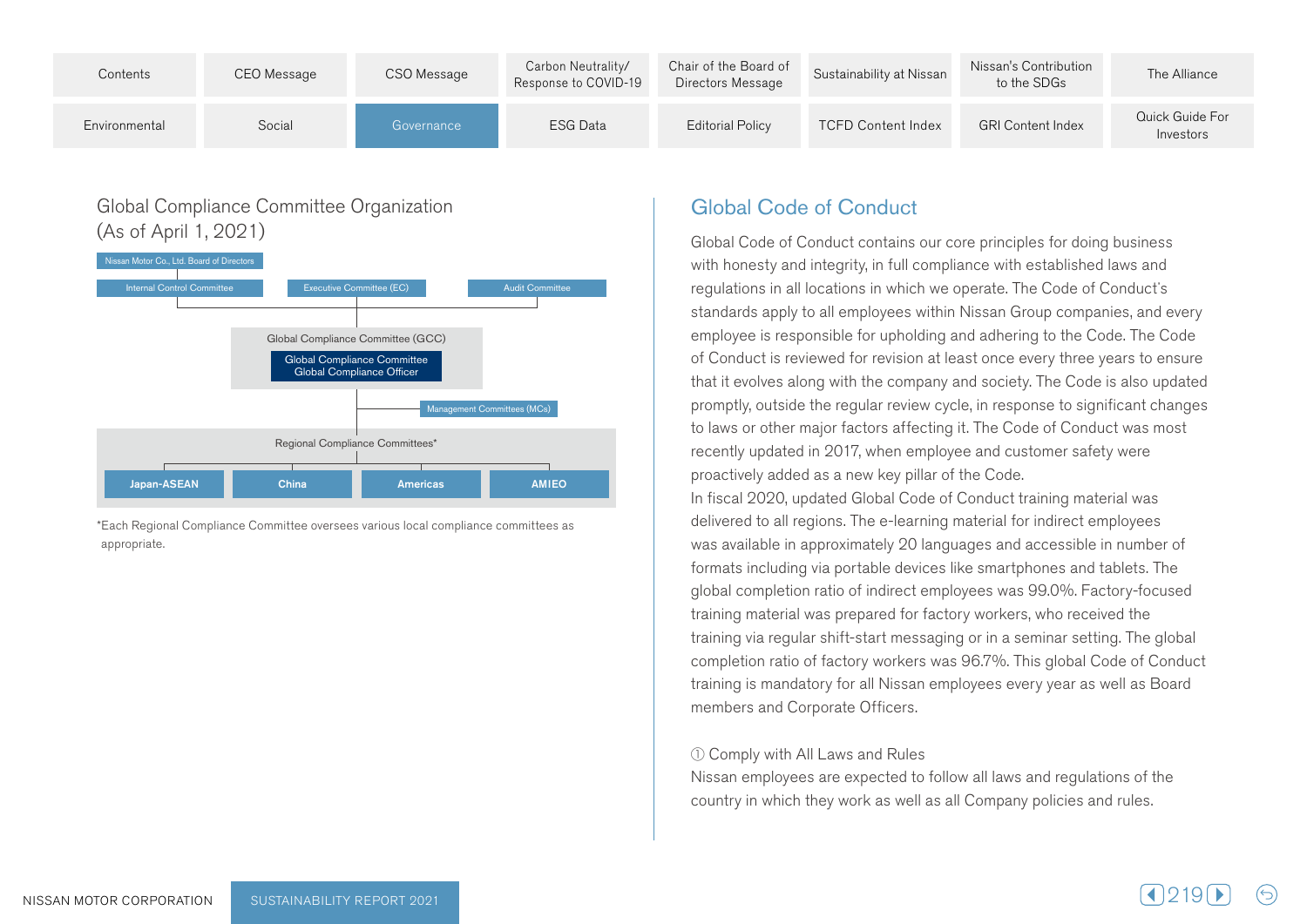## Global Compliance Committee Organization (As of April 1, 2021)

- Nissan Motor Co., Ltd. Board of Directors
  - Internal Control Committee
  - Executive Committee (EC)
  - Audit Committee
- Global Compliance Committee (GCC)
  - Global Compliance Committee Global Compliance Officer
  - Management Committees (MCs)
- Regional Compliance Committees*
  - Japan-ASEAN
  - China
  - Americas
  - AMIEO

*Each Regional Compliance Committee oversees various local compliance committees as appropriate.

## Global Code of Conduct

Global Code of Conduct contains our core principles for doing business with honesty and integrity, in full compliance with established laws and regulations in all locations in which we operate. The Code of Conduct's standards apply to all employees within Nissan Group companies, and every employee is responsible for upholding and adhering to the Code. The Code of Conduct is reviewed for revision at least once every three years to ensure that it evolves along with the company and society. The Code is also updated promptly, outside the regular review cycle, in response to significant changes to laws or other major factors affecting it. The Code of Conduct was most recently updated in 2017, when employee and customer safety were proactively added as a new key pillar of the Code.

In fiscal 2020, updated Global Code of Conduct training material was delivered to all regions. The e-learning material for indirect employees was available in approximately 20 languages and accessible in number of formats including via portable devices like smartphones and tablets. The global completion ratio of indirect employees was 99.0%. Factory-focused training material was prepared for factory workers, who received the training via regular shift-start messaging or in a seminar setting. The global completion ratio of factory workers was 96.7%. This global Code of Conduct training is mandatory for all Nissan employees every year as well as Board members and Corporate Officers.

① Comply with All Laws and Rules

Nissan employees are expected to follow all laws and regulations of the country in which they work as well as all Company policies and rules.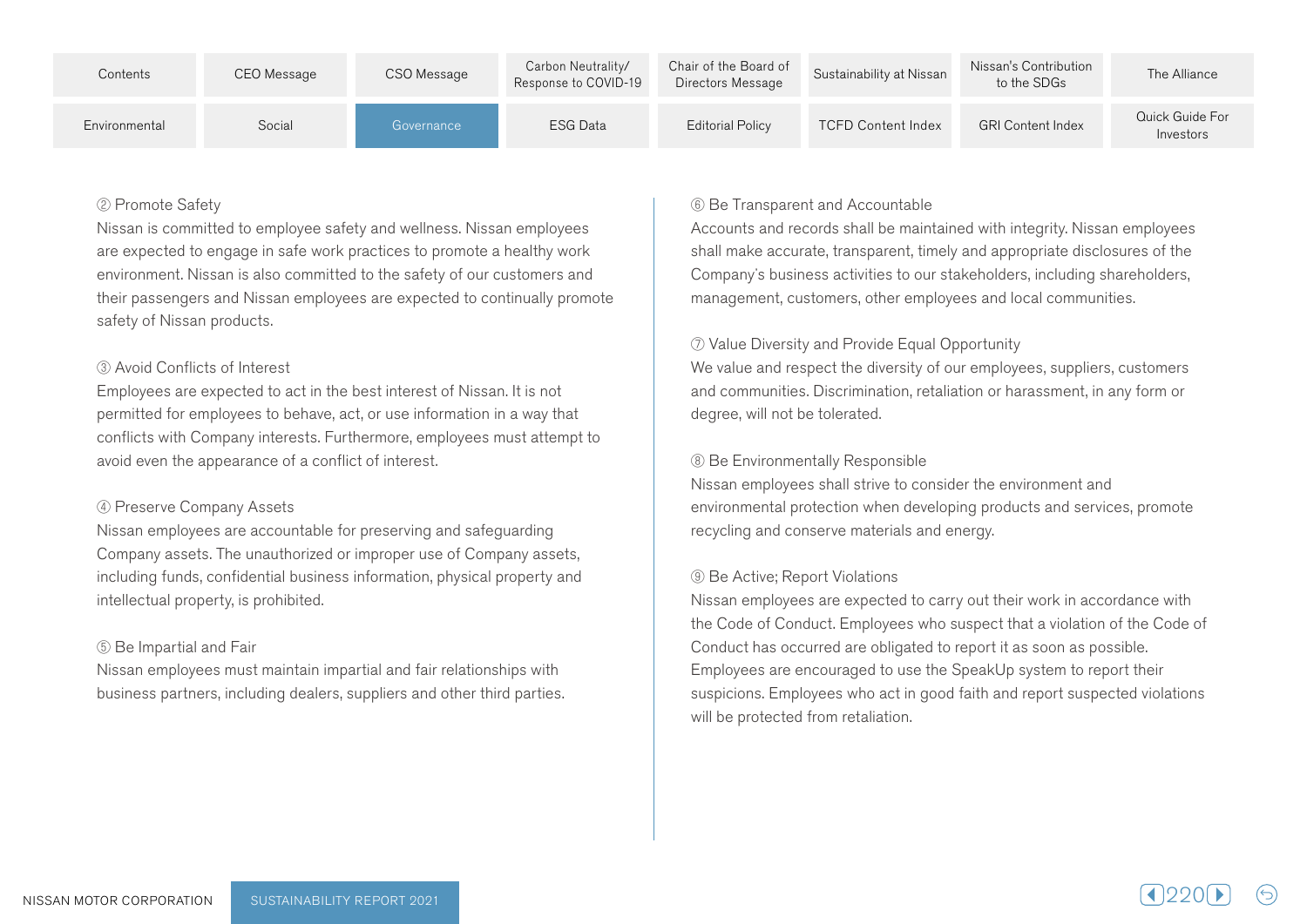② Promote Safety

Nissan is committed to employee safety and wellness. Nissan employees are expected to engage in safe work practices to promote a healthy work environment. Nissan is also committed to the safety of our customers and their passengers and Nissan employees are expected to continually promote safety of Nissan products.

③ Avoid Conflicts of Interest

Employees are expected to act in the best interest of Nissan. It is not permitted for employees to behave, act, or use information in a way that conflicts with Company interests. Furthermore, employees must attempt to avoid even the appearance of a conflict of interest.

④ Preserve Company Assets

Nissan employees are accountable for preserving and safeguarding Company assets. The unauthorized or improper use of Company assets, including funds, confidential business information, physical property and intellectual property, is prohibited.

⑤ Be Impartial and Fair

Nissan employees must maintain impartial and fair relationships with business partners, including dealers, suppliers and other third parties.

⑥ Be Transparent and Accountable

Accounts and records shall be maintained with integrity. Nissan employees shall make accurate, transparent, timely and appropriate disclosures of the Company's business activities to our stakeholders, including shareholders, management, customers, other employees and local communities.

⑦ Value Diversity and Provide Equal Opportunity

We value and respect the diversity of our employees, suppliers, customers and communities. Discrimination, retaliation or harassment, in any form or degree, will not be tolerated.

⑧ Be Environmentally Responsible

Nissan employees shall strive to consider the environment and environmental protection when developing products and services, promote recycling and conserve materials and energy.

⑨ Be Active; Report Violations

Nissan employees are expected to carry out their work in accordance with the Code of Conduct. Employees who suspect that a violation of the Code of Conduct has occurred are obligated to report it as soon as possible. Employees are encouraged to use the SpeakUp system to report their suspicions. Employees who act in good faith and report suspected violations will be protected from retaliation.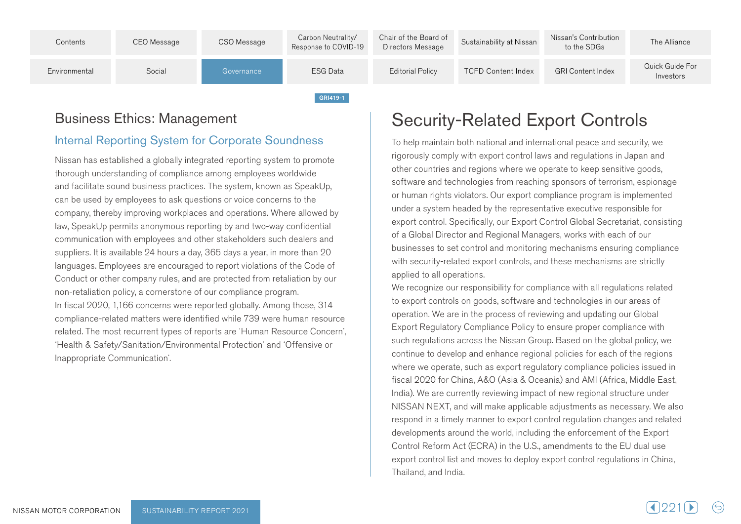## Business Ethics: Management

### Internal Reporting System for Corporate Soundness

Nissan has established a globally integrated reporting system to promote thorough understanding of compliance among employees worldwide and facilitate sound business practices. The system, known as SpeakUp, can be used by employees to ask questions or voice concerns to the company, thereby improving workplaces and operations. Where allowed by law, SpeakUp permits anonymous reporting by and two-way confidential communication with employees and other stakeholders such dealers and suppliers. It is available 24 hours a day, 365 days a year, in more than 20 languages. Employees are encouraged to report violations of the Code of Conduct or other company rules, and are protected from retaliation by our non-retaliation policy, a cornerstone of our compliance program.

In fiscal 2020, 1,166 concerns were reported globally. Among those, 314 compliance-related matters were identified while 739 were human resource related. The most recurrent types of reports are 'Human Resource Concern', 'Health & Safety/Sanitation/Environmental Protection' and 'Offensive or Inappropriate Communication'.

GRI419-1

## Security-Related Export Controls

To help maintain both national and international peace and security, we rigorously comply with export control laws and regulations in Japan and other countries and regions where we operate to keep sensitive goods, software and technologies from reaching sponsors of terrorism, espionage or human rights violators. Our export compliance program is implemented under a system headed by the representative executive responsible for export control. Specifically, our Export Control Global Secretariat, consisting of a Global Director and Regional Managers, works with each of our businesses to set control and monitoring mechanisms ensuring compliance with security-related export controls, and these mechanisms are strictly applied to all operations.

We recognize our responsibility for compliance with all regulations related to export controls on goods, software and technologies in our areas of operation. We are in the process of reviewing and updating our Global Export Regulatory Compliance Policy to ensure proper compliance with such regulations across the Nissan Group. Based on the global policy, we continue to develop and enhance regional policies for each of the regions where we operate, such as export regulatory compliance policies issued in fiscal 2020 for China, A&O (Asia & Oceania) and AMI (Africa, Middle East, India). We are currently reviewing impact of new regional structure under NISSAN NEXT, and will make applicable adjustments as necessary. We also respond in a timely manner to export control regulation changes and related developments around the world, including the enforcement of the Export Control Reform Act (ECRA) in the U.S., amendments to the EU dual use export control list and moves to deploy export control regulations in China, Thailand, and India.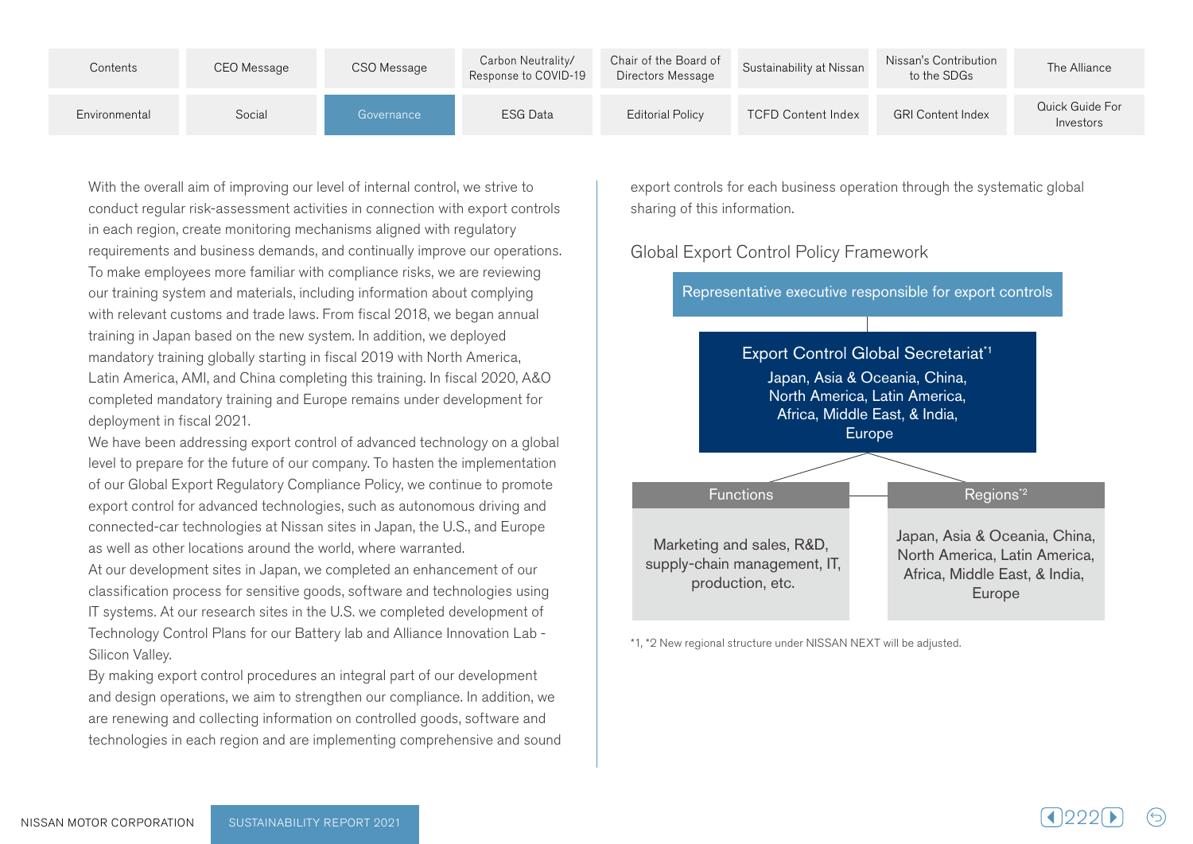With the overall aim of improving our level of internal control, we strive to conduct regular risk-assessment activities in connection with export controls in each region, create monitoring mechanisms aligned with regulatory requirements and business demands, and continually improve our operations. To make employees more familiar with compliance risks, we are reviewing our training system and materials, including information about complying with relevant customs and trade laws. From fiscal 2018, we began annual training in Japan based on the new system. In addition, we deployed mandatory training globally starting in fiscal 2019 with North America, Latin America, AMI, and China completing this training. In fiscal 2020, A&O completed mandatory training and Europe remains under development for deployment in fiscal 2021.

We have been addressing export control of advanced technology on a global level to prepare for the future of our company. To hasten the implementation of our Global Export Regulatory Compliance Policy, we continue to promote export control for advanced technologies, such as autonomous driving and connected-car technologies at Nissan sites in Japan, the U.S., and Europe as well as other locations around the world, where warranted.

At our development sites in Japan, we completed an enhancement of our classification process for sensitive goods, software and technologies using IT systems. At our research sites in the U.S. we completed development of Technology Control Plans for our Battery lab and Alliance Innovation Lab - Silicon Valley.

By making export control procedures an integral part of our development and design operations, we aim to strengthen our compliance. In addition, we are renewing and collecting information on controlled goods, software and technologies in each region and are implementing comprehensive and sound export controls for each business operation through the systematic global sharing of this information.

### Global Export Control Policy Framework

**Representative executive responsible for export controls**

**Export Control Global Secretariat**[*1]
Japan, Asia & Oceania, China, North America, Latin America, Africa, Middle East, & India, Europe

| Functions | Regions[*2] |
|---|---|
| Marketing and sales, R&D, supply-chain management, IT, production, etc. | Japan, Asia & Oceania, China, North America, Latin America, Africa, Middle East, & India, Europe |

*1, *2 New regional structure under NISSAN NEXT will be adjusted.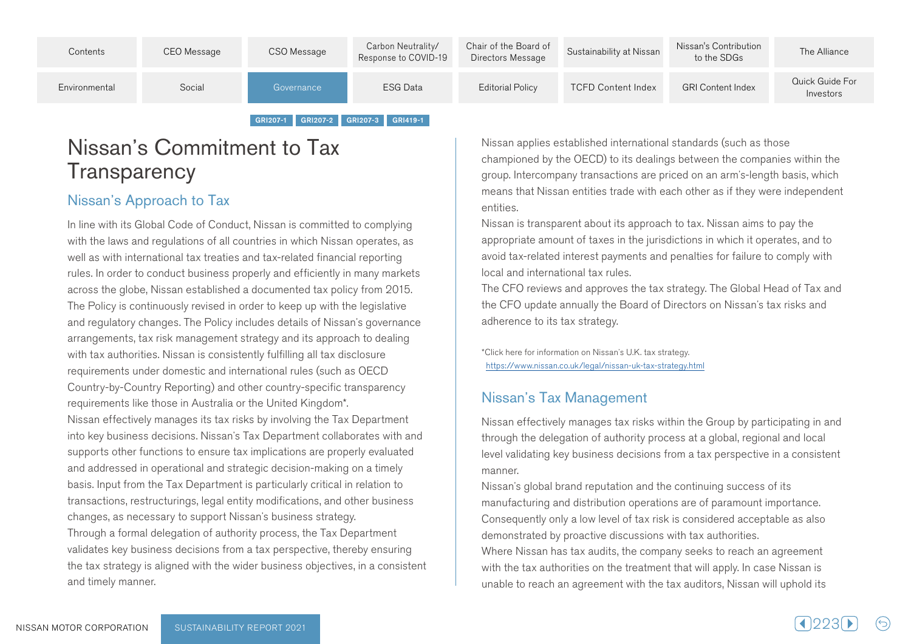GRI207-1 GRI207-2 GRI207-3 GRI419-1

# Nissan's Commitment to Tax Transparency

## Nissan's Approach to Tax

In line with its Global Code of Conduct, Nissan is committed to complying with the laws and regulations of all countries in which Nissan operates, as well as with international tax treaties and tax-related financial reporting rules. In order to conduct business properly and efficiently in many markets across the globe, Nissan established a documented tax policy from 2015. The Policy is continuously revised in order to keep up with the legislative and regulatory changes. The Policy includes details of Nissan's governance arrangements, tax risk management strategy and its approach to dealing with tax authorities. Nissan is consistently fulfilling all tax disclosure requirements under domestic and international rules (such as OECD Country-by-Country Reporting) and other country-specific transparency requirements like those in Australia or the United Kingdom*.

Nissan effectively manages its tax risks by involving the Tax Department into key business decisions. Nissan's Tax Department collaborates with and supports other functions to ensure tax implications are properly evaluated and addressed in operational and strategic decision-making on a timely basis. Input from the Tax Department is particularly critical in relation to transactions, restructurings, legal entity modifications, and other business changes, as necessary to support Nissan's business strategy.

Through a formal delegation of authority process, the Tax Department validates key business decisions from a tax perspective, thereby ensuring the tax strategy is aligned with the wider business objectives, in a consistent and timely manner.

Nissan applies established international standards (such as those championed by the OECD) to its dealings between the companies within the group. Intercompany transactions are priced on an arm's-length basis, which means that Nissan entities trade with each other as if they were independent entities.

Nissan is transparent about its approach to tax. Nissan aims to pay the appropriate amount of taxes in the jurisdictions in which it operates, and to avoid tax-related interest payments and penalties for failure to comply with local and international tax rules.

The CFO reviews and approves the tax strategy. The Global Head of Tax and the CFO update annually the Board of Directors on Nissan's tax risks and adherence to its tax strategy.

*Click here for information on Nissan's U.K. tax strategy.
https://www.nissan.co.uk/legal/nissan-uk-tax-strategy.html

## Nissan's Tax Management

Nissan effectively manages tax risks within the Group by participating in and through the delegation of authority process at a global, regional and local level validating key business decisions from a tax perspective in a consistent manner.

Nissan's global brand reputation and the continuing success of its manufacturing and distribution operations are of paramount importance. Consequently only a low level of tax risk is considered acceptable as also demonstrated by proactive discussions with tax authorities.

Where Nissan has tax audits, the company seeks to reach an agreement with the tax authorities on the treatment that will apply. In case Nissan is unable to reach an agreement with the tax auditors, Nissan will uphold its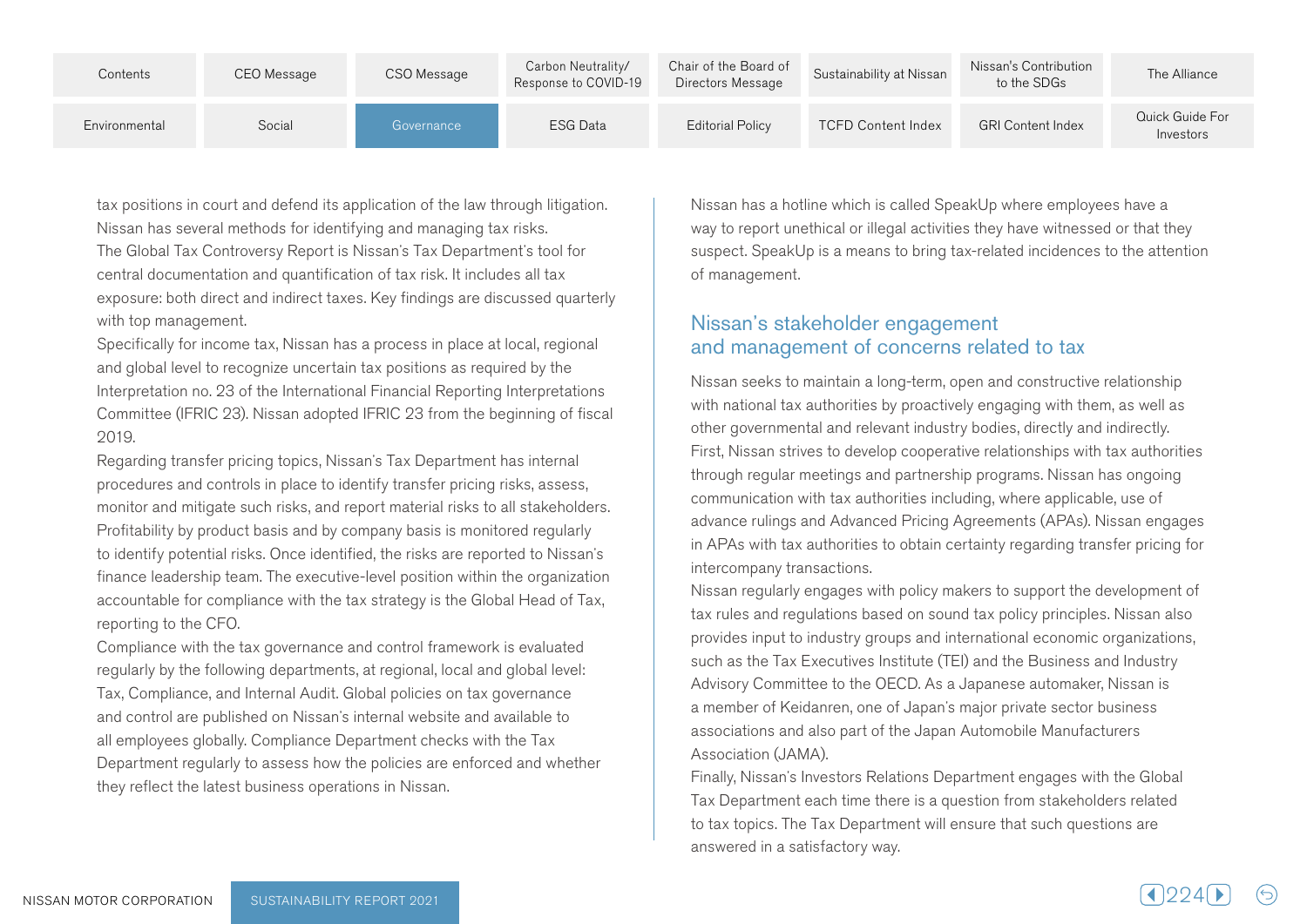tax positions in court and defend its application of the law through litigation.

Nissan has several methods for identifying and managing tax risks.

The Global Tax Controversy Report is Nissan's Tax Department's tool for central documentation and quantification of tax risk. It includes all tax exposure: both direct and indirect taxes. Key findings are discussed quarterly with top management.

Specifically for income tax, Nissan has a process in place at local, regional and global level to recognize uncertain tax positions as required by the Interpretation no. 23 of the International Financial Reporting Interpretations Committee (IFRIC 23). Nissan adopted IFRIC 23 from the beginning of fiscal 2019.

Regarding transfer pricing topics, Nissan's Tax Department has internal procedures and controls in place to identify transfer pricing risks, assess, monitor and mitigate such risks, and report material risks to all stakeholders. Profitability by product basis and by company basis is monitored regularly to identify potential risks. Once identified, the risks are reported to Nissan's finance leadership team. The executive-level position within the organization accountable for compliance with the tax strategy is the Global Head of Tax, reporting to the CFO.

Compliance with the tax governance and control framework is evaluated regularly by the following departments, at regional, local and global level: Tax, Compliance, and Internal Audit. Global policies on tax governance and control are published on Nissan's internal website and available to all employees globally. Compliance Department checks with the Tax Department regularly to assess how the policies are enforced and whether they reflect the latest business operations in Nissan.

Nissan has a hotline which is called SpeakUp where employees have a way to report unethical or illegal activities they have witnessed or that they suspect. SpeakUp is a means to bring tax-related incidences to the attention of management.

## Nissan's stakeholder engagement and management of concerns related to tax

Nissan seeks to maintain a long-term, open and constructive relationship with national tax authorities by proactively engaging with them, as well as other governmental and relevant industry bodies, directly and indirectly.

First, Nissan strives to develop cooperative relationships with tax authorities through regular meetings and partnership programs. Nissan has ongoing communication with tax authorities including, where applicable, use of advance rulings and Advanced Pricing Agreements (APAs). Nissan engages in APAs with tax authorities to obtain certainty regarding transfer pricing for intercompany transactions.

Nissan regularly engages with policy makers to support the development of tax rules and regulations based on sound tax policy principles. Nissan also provides input to industry groups and international economic organizations, such as the Tax Executives Institute (TEI) and the Business and Industry Advisory Committee to the OECD. As a Japanese automaker, Nissan is a member of Keidanren, one of Japan's major private sector business associations and also part of the Japan Automobile Manufacturers Association (JAMA).

Finally, Nissan's Investors Relations Department engages with the Global Tax Department each time there is a question from stakeholders related to tax topics. The Tax Department will ensure that such questions are answered in a satisfactory way.